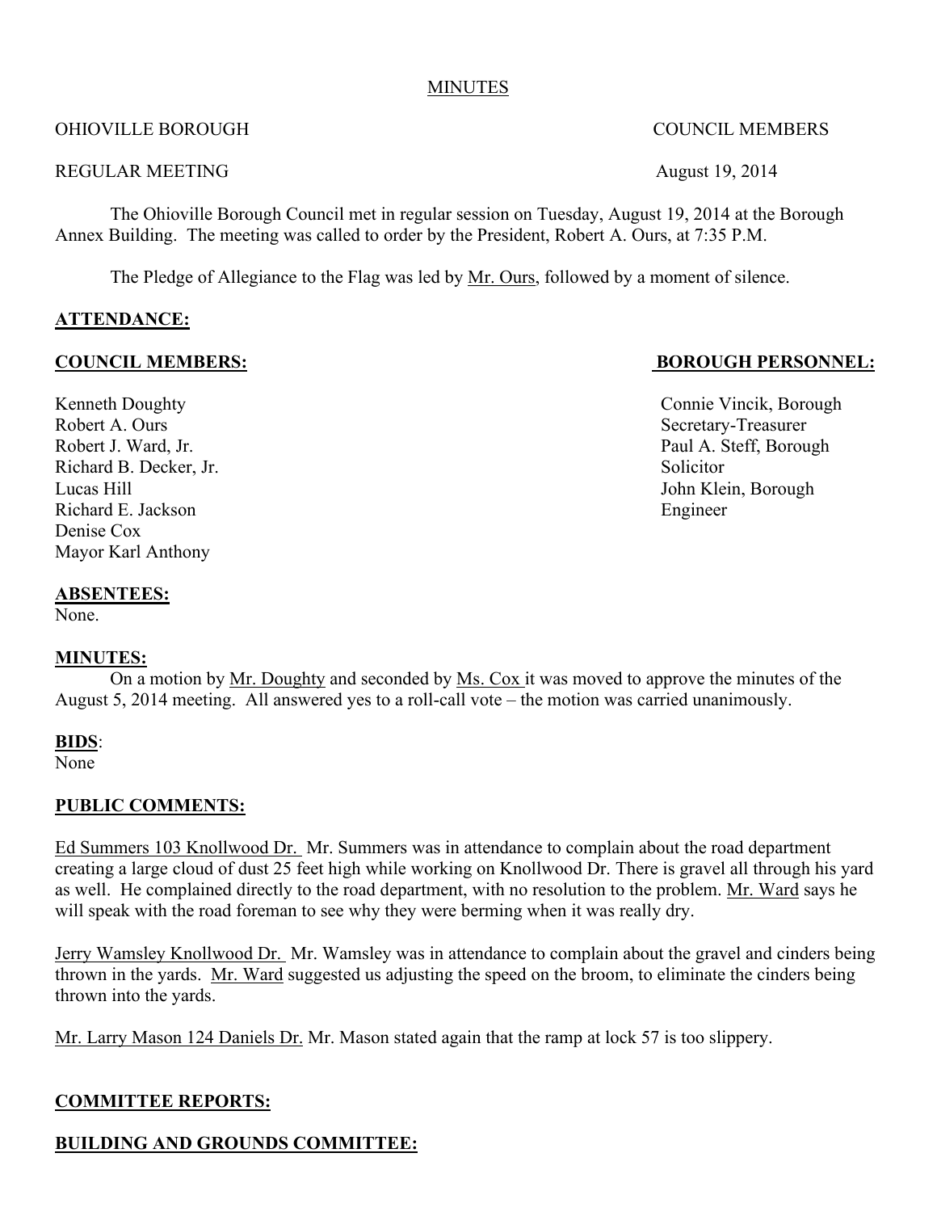MINUTES

OHIOVILLE BOROUGH COUNCIL MEMBERS

REGULAR MEETING August 19, 2014

The Ohioville Borough Council met in regular session on Tuesday, August 19, 2014 at the Borough Annex Building. The meeting was called to order by the President, Robert A. Ours, at 7:35 P.M.

The Pledge of Allegiance to the Flag was led by Mr. Ours, followed by a moment of silence.

**ATTENDANCE:**

**COUNCIL MEMBERS:**

Kenneth Doughty
Robert A. Ours
Robert J. Ward, Jr.
Richard B. Decker, Jr.
Lucas Hill
Richard E. Jackson
Denise Cox
Mayor Karl Anthony

**BOROUGH PERSONNEL:**

Connie Vincik, Borough Secretary-Treasurer
Paul A. Steff, Borough Solicitor
John Klein, Borough Engineer

**ABSENTEES:**
None.

**MINUTES:**
On a motion by Mr. Doughty and seconded by Ms. Cox it was moved to approve the minutes of the August 5, 2014 meeting. All answered yes to a roll-call vote – the motion was carried unanimously.

**BIDS**:
None

**PUBLIC COMMENTS:**

Ed Summers 103 Knollwood Dr. Mr. Summers was in attendance to complain about the road department creating a large cloud of dust 25 feet high while working on Knollwood Dr. There is gravel all through his yard as well. He complained directly to the road department, with no resolution to the problem. Mr. Ward says he will speak with the road foreman to see why they were berming when it was really dry.

Jerry Wamsley Knollwood Dr. Mr. Wamsley was in attendance to complain about the gravel and cinders being thrown in the yards. Mr. Ward suggested us adjusting the speed on the broom, to eliminate the cinders being thrown into the yards.

Mr. Larry Mason 124 Daniels Dr. Mr. Mason stated again that the ramp at lock 57 is too slippery.

**COMMITTEE REPORTS:**

**BUILDING AND GROUNDS COMMITTEE:**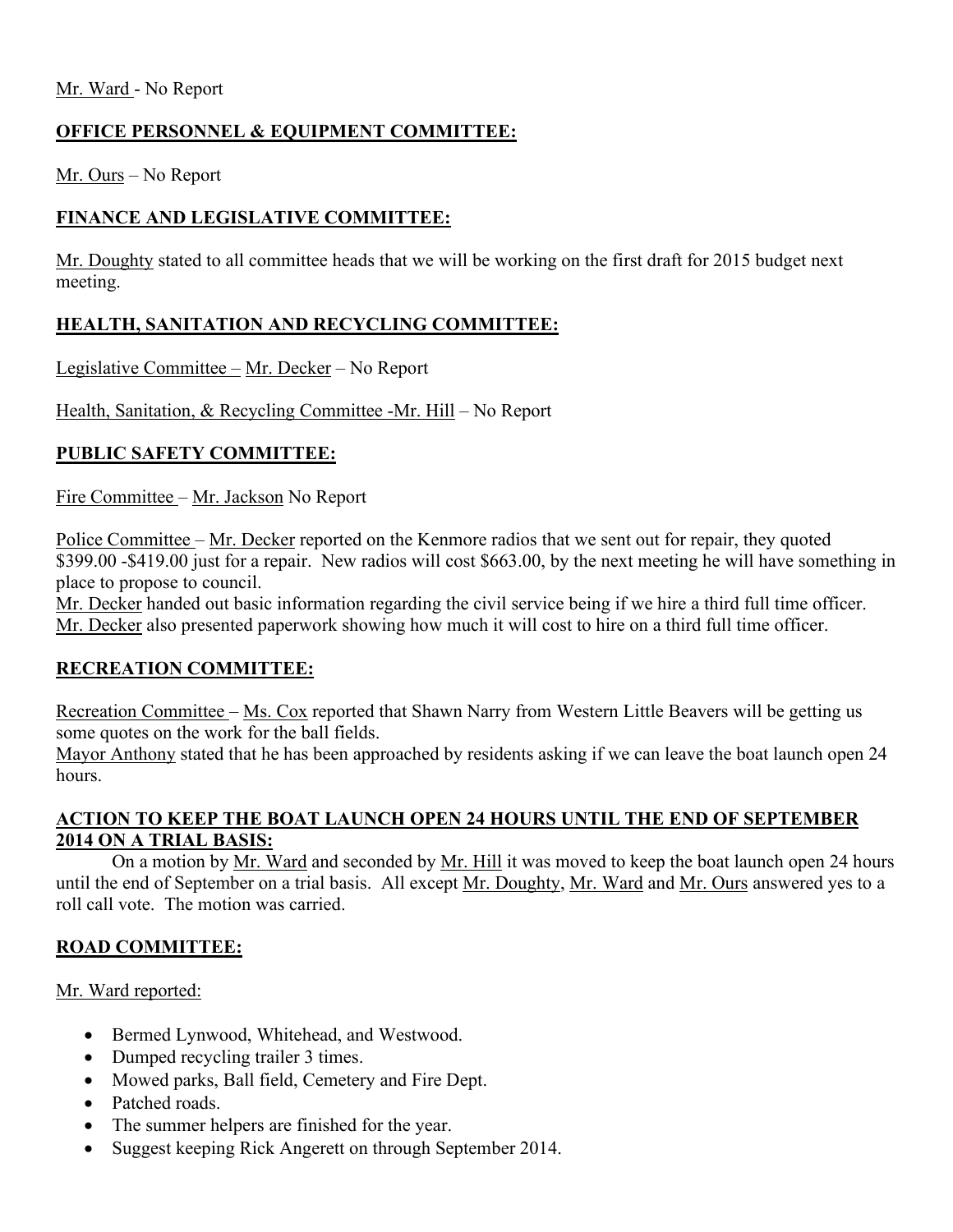Mr. Ward - No Report

## OFFICE PERSONNEL & EQUIPMENT COMMITTEE:

Mr. Ours – No Report

## FINANCE AND LEGISLATIVE COMMITTEE:

Mr. Doughty stated to all committee heads that we will be working on the first draft for 2015 budget next meeting.

## HEALTH, SANITATION AND RECYCLING COMMITTEE:

Legislative Committee – Mr. Decker – No Report

Health, Sanitation, & Recycling Committee -Mr. Hill – No Report

## PUBLIC SAFETY COMMITTEE:

Fire Committee – Mr. Jackson No Report

Police Committee – Mr. Decker reported on the Kenmore radios that we sent out for repair, they quoted $399.00 -$419.00 just for a repair. New radios will cost $663.00, by the next meeting he will have something in place to propose to council.

Mr. Decker handed out basic information regarding the civil service being if we hire a third full time officer.

Mr. Decker also presented paperwork showing how much it will cost to hire on a third full time officer.

## RECREATION COMMITTEE:

Recreation Committee – Ms. Cox reported that Shawn Narry from Western Little Beavers will be getting us some quotes on the work for the ball fields.

Mayor Anthony stated that he has been approached by residents asking if we can leave the boat launch open 24 hours.

## ACTION TO KEEP THE BOAT LAUNCH OPEN 24 HOURS UNTIL THE END OF SEPTEMBER 2014 ON A TRIAL BASIS:

On a motion by Mr. Ward and seconded by Mr. Hill it was moved to keep the boat launch open 24 hours until the end of September on a trial basis. All except Mr. Doughty, Mr. Ward and Mr. Ours answered yes to a roll call vote. The motion was carried.

## ROAD COMMITTEE:

Mr. Ward reported:

- Bermed Lynwood, Whitehead, and Westwood.
- Dumped recycling trailer 3 times.
- Mowed parks, Ball field, Cemetery and Fire Dept.
- Patched roads.
- The summer helpers are finished for the year.
- Suggest keeping Rick Angerett on through September 2014.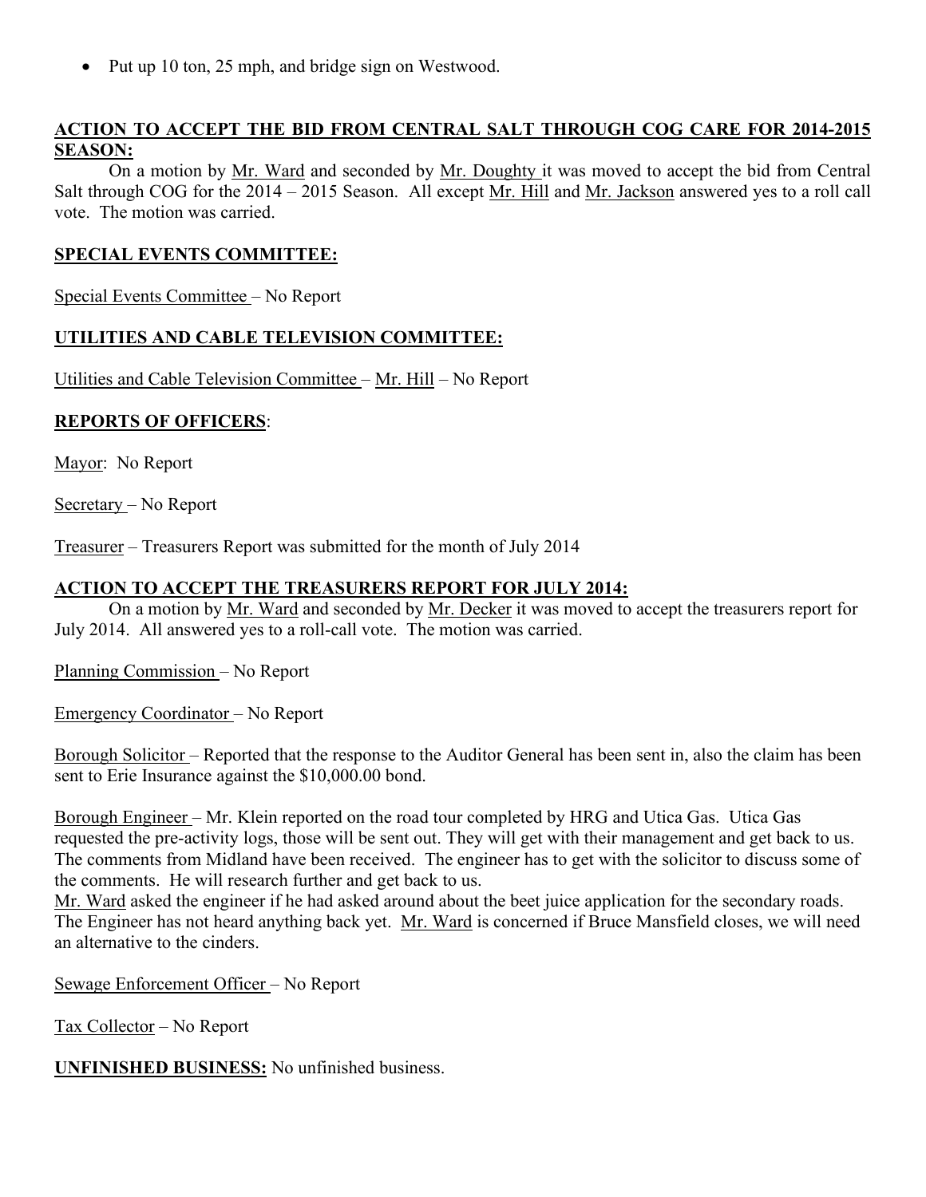- Put up 10 ton, 25 mph, and bridge sign on Westwood.

**ACTION TO ACCEPT THE BID FROM CENTRAL SALT THROUGH COG CARE FOR 2014-2015 SEASON:**

On a motion by Mr. Ward and seconded by Mr. Doughty it was moved to accept the bid from Central Salt through COG for the 2014 – 2015 Season. All except Mr. Hill and Mr. Jackson answered yes to a roll call vote. The motion was carried.

**SPECIAL EVENTS COMMITTEE:**

Special Events Committee – No Report

**UTILITIES AND CABLE TELEVISION COMMITTEE:**

Utilities and Cable Television Committee – Mr. Hill – No Report

**REPORTS OF OFFICERS**:

Mayor: No Report

Secretary – No Report

Treasurer – Treasurers Report was submitted for the month of July 2014

**ACTION TO ACCEPT THE TREASURERS REPORT FOR JULY 2014:**

On a motion by Mr. Ward and seconded by Mr. Decker it was moved to accept the treasurers report for July 2014. All answered yes to a roll-call vote. The motion was carried.

Planning Commission – No Report

Emergency Coordinator – No Report

Borough Solicitor – Reported that the response to the Auditor General has been sent in, also the claim has been sent to Erie Insurance against the $10,000.00 bond.

Borough Engineer – Mr. Klein reported on the road tour completed by HRG and Utica Gas. Utica Gas requested the pre-activity logs, those will be sent out. They will get with their management and get back to us. The comments from Midland have been received. The engineer has to get with the solicitor to discuss some of the comments. He will research further and get back to us.
Mr. Ward asked the engineer if he had asked around about the beet juice application for the secondary roads. The Engineer has not heard anything back yet. Mr. Ward is concerned if Bruce Mansfield closes, we will need an alternative to the cinders.

Sewage Enforcement Officer – No Report

Tax Collector – No Report

**UNFINISHED BUSINESS:** No unfinished business.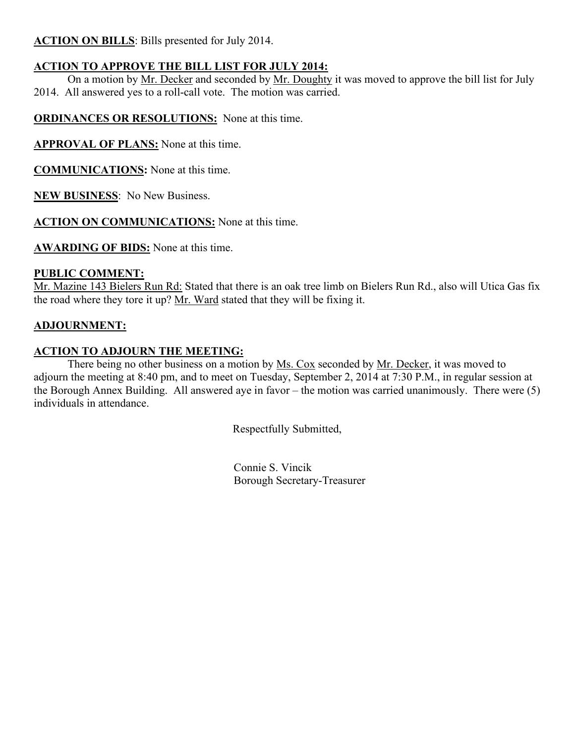**ACTION ON BILLS**: Bills presented for July 2014.

**ACTION TO APPROVE THE BILL LIST FOR JULY 2014:**

On a motion by Mr. Decker and seconded by Mr. Doughty it was moved to approve the bill list for July 2014. All answered yes to a roll-call vote. The motion was carried.

**ORDINANCES OR RESOLUTIONS:** None at this time.

**APPROVAL OF PLANS:** None at this time.

**COMMUNICATIONS:** None at this time.

**NEW BUSINESS**: No New Business.

**ACTION ON COMMUNICATIONS:** None at this time.

**AWARDING OF BIDS:** None at this time.

**PUBLIC COMMENT:**

Mr. Mazine 143 Bielers Run Rd: Stated that there is an oak tree limb on Bielers Run Rd., also will Utica Gas fix the road where they tore it up? Mr. Ward stated that they will be fixing it.

**ADJOURNMENT:**

**ACTION TO ADJOURN THE MEETING:**

There being no other business on a motion by Ms. Cox seconded by Mr. Decker, it was moved to adjourn the meeting at 8:40 pm, and to meet on Tuesday, September 2, 2014 at 7:30 P.M., in regular session at the Borough Annex Building. All answered aye in favor – the motion was carried unanimously. There were (5) individuals in attendance.

Respectfully Submitted,

Connie S. Vincik
Borough Secretary-Treasurer